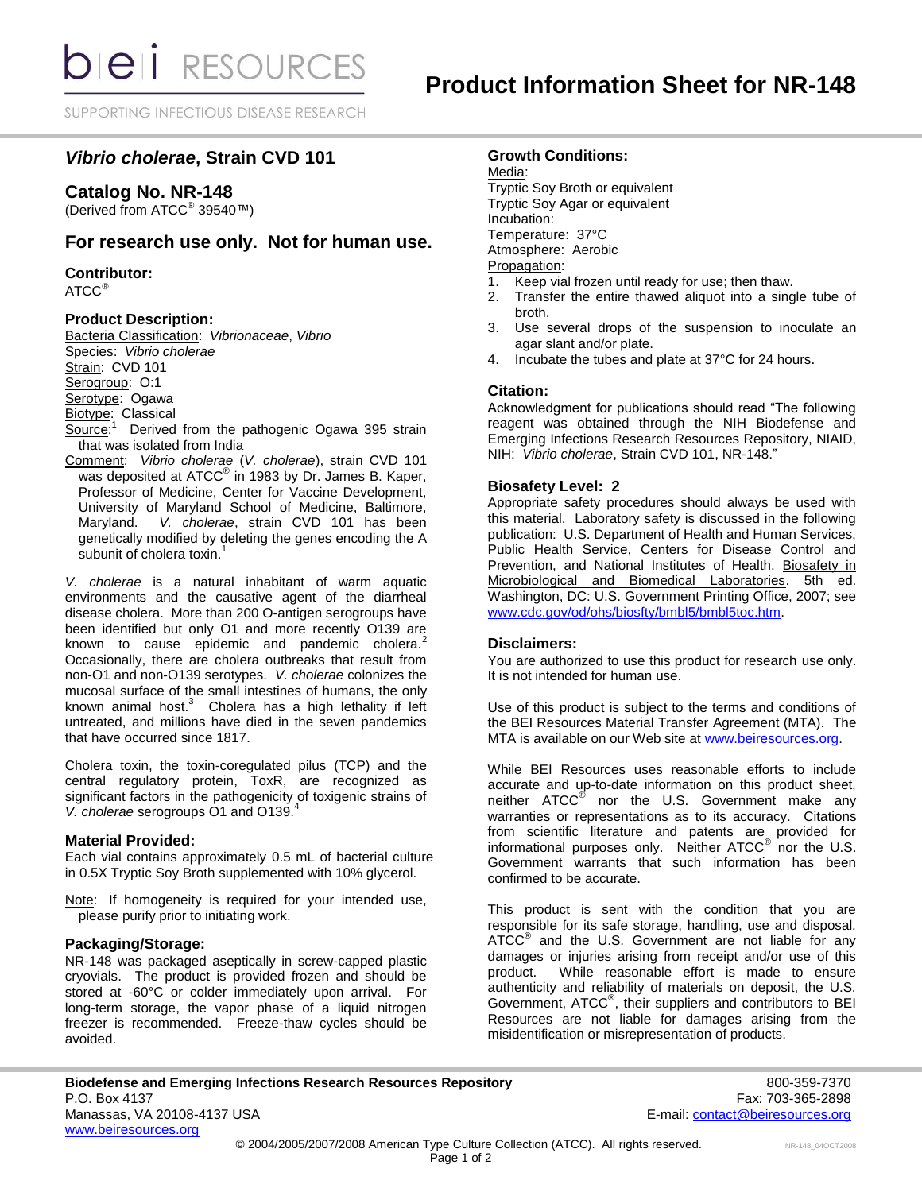# Product Information Sheet for NR-148

## *Vibrio cholerae*, Strain CVD 101

## Catalog No. NR-148

(Derived from ATCC® 39540™)

## For research use only. Not for human use.

### Contributor:

ATCC®

### Product Description:

Bacteria Classification: *Vibrionaceae*, *Vibrio*
Species: *Vibrio cholerae*
Strain: CVD 101
Serogroup: O:1
Serotype: Ogawa
Biotype: Classical
Source:[1] Derived from the pathogenic Ogawa 395 strain that was isolated from India
Comment: *Vibrio cholerae* (*V. cholerae*), strain CVD 101 was deposited at ATCC® in 1983 by Dr. James B. Kaper, Professor of Medicine, Center for Vaccine Development, University of Maryland School of Medicine, Baltimore, Maryland. *V. cholerae*, strain CVD 101 has been genetically modified by deleting the genes encoding the A subunit of cholera toxin.[1]

*V. cholerae* is a natural inhabitant of warm aquatic environments and the causative agent of the diarrheal disease cholera. More than 200 O-antigen serogroups have been identified but only O1 and more recently O139 are known to cause epidemic and pandemic cholera.[2] Occasionally, there are cholera outbreaks that result from non-O1 and non-O139 serotypes. *V. cholerae* colonizes the mucosal surface of the small intestines of humans, the only known animal host.[3] Cholera has a high lethality if left untreated, and millions have died in the seven pandemics that have occurred since 1817.

Cholera toxin, the toxin-coregulated pilus (TCP) and the central regulatory protein, ToxR, are recognized as significant factors in the pathogenicity of toxigenic strains of *V. cholerae* serogroups O1 and O139.[4]

### Material Provided:

Each vial contains approximately 0.5 mL of bacterial culture in 0.5X Tryptic Soy Broth supplemented with 10% glycerol.

Note: If homogeneity is required for your intended use, please purify prior to initiating work.

### Packaging/Storage:

NR-148 was packaged aseptically in screw-capped plastic cryovials. The product is provided frozen and should be stored at -60°C or colder immediately upon arrival. For long-term storage, the vapor phase of a liquid nitrogen freezer is recommended. Freeze-thaw cycles should be avoided.

### Growth Conditions:

Media:
Tryptic Soy Broth or equivalent
Tryptic Soy Agar or equivalent
Incubation:
Temperature: 37°C
Atmosphere: Aerobic
Propagation:

1. Keep vial frozen until ready for use; then thaw.
2. Transfer the entire thawed aliquot into a single tube of broth.
3. Use several drops of the suspension to inoculate an agar slant and/or plate.
4. Incubate the tubes and plate at 37°C for 24 hours.

### Citation:

Acknowledgment for publications should read "The following reagent was obtained through the NIH Biodefense and Emerging Infections Research Resources Repository, NIAID, NIH: *Vibrio cholerae*, Strain CVD 101, NR-148."

### Biosafety Level: 2

Appropriate safety procedures should always be used with this material. Laboratory safety is discussed in the following publication: U.S. Department of Health and Human Services, Public Health Service, Centers for Disease Control and Prevention, and National Institutes of Health. Biosafety in Microbiological and Biomedical Laboratories. 5th ed. Washington, DC: U.S. Government Printing Office, 2007; see www.cdc.gov/od/ohs/biosfty/bmbl5/bmbl5toc.htm.

### Disclaimers:

You are authorized to use this product for research use only. It is not intended for human use.

Use of this product is subject to the terms and conditions of the BEI Resources Material Transfer Agreement (MTA). The MTA is available on our Web site at www.beiresources.org.

While BEI Resources uses reasonable efforts to include accurate and up-to-date information on this product sheet, neither ATCC® nor the U.S. Government make any warranties or representations as to its accuracy. Citations from scientific literature and patents are provided for informational purposes only. Neither ATCC® nor the U.S. Government warrants that such information has been confirmed to be accurate.

This product is sent with the condition that you are responsible for its safe storage, handling, use and disposal. ATCC® and the U.S. Government are not liable for any damages or injuries arising from receipt and/or use of this product. While reasonable effort is made to ensure authenticity and reliability of materials on deposit, the U.S. Government, ATCC®, their suppliers and contributors to BEI Resources are not liable for damages arising from the misidentification or misrepresentation of products.

**Biodefense and Emerging Infections Research Resources Repository**
P.O. Box 4137
Manassas, VA 20108-4137 USA
www.beiresources.org
800-359-7370
Fax: 703-365-2898
E-mail: contact@beiresources.org

© 2004/2005/2007/2008 American Type Culture Collection (ATCC). All rights reserved.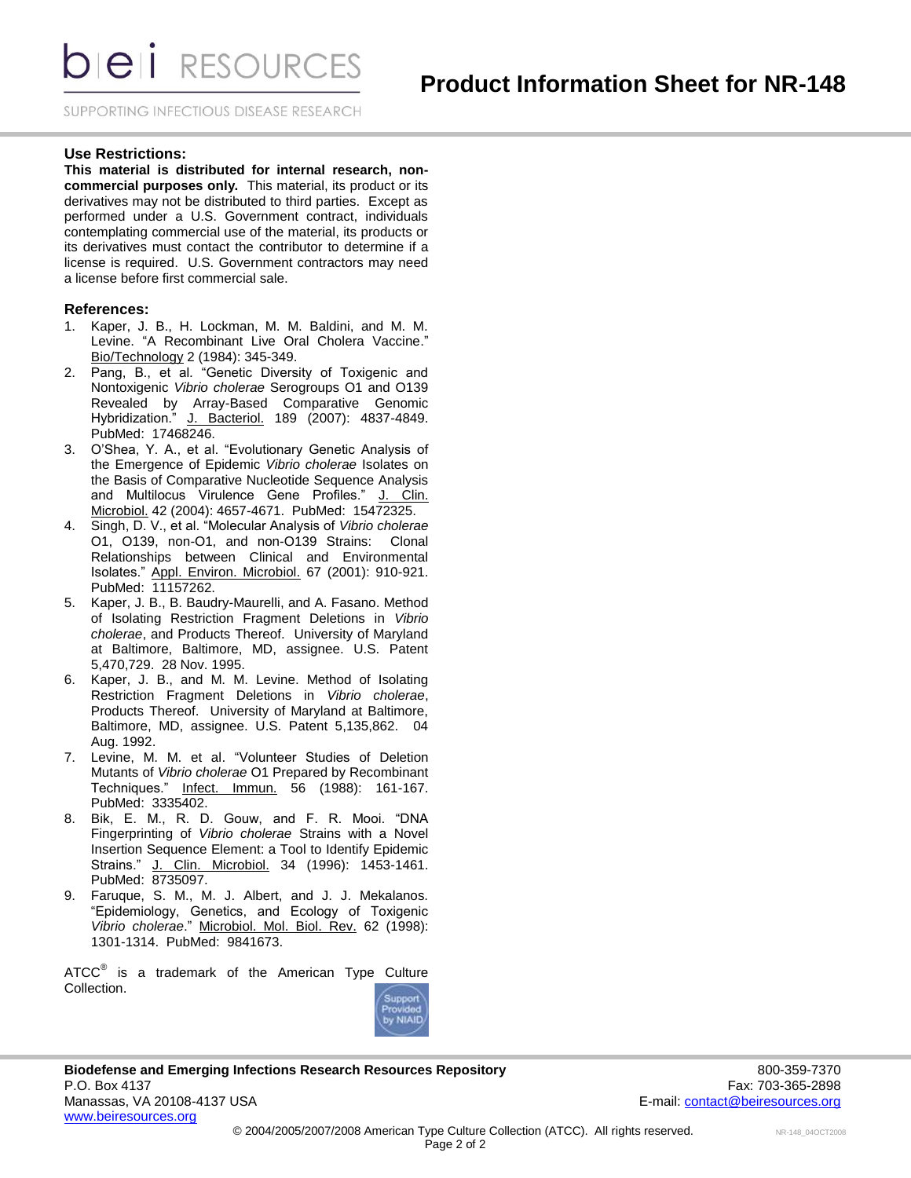## Use Restrictions:

**This material is distributed for internal research, non-commercial purposes only.** This material, its product or its derivatives may not be distributed to third parties. Except as performed under a U.S. Government contract, individuals contemplating commercial use of the material, its products or its derivatives must contact the contributor to determine if a license is required. U.S. Government contractors may need a license before first commercial sale.

## References:

1. Kaper, J. B., H. Lockman, M. M. Baldini, and M. M. Levine. "A Recombinant Live Oral Cholera Vaccine." Bio/Technology 2 (1984): 345-349.
2. Pang, B., et al. "Genetic Diversity of Toxigenic and Nontoxigenic *Vibrio cholerae* Serogroups O1 and O139 Revealed by Array-Based Comparative Genomic Hybridization." J. Bacteriol. 189 (2007): 4837-4849. PubMed: 17468246.
3. O'Shea, Y. A., et al. "Evolutionary Genetic Analysis of the Emergence of Epidemic *Vibrio cholerae* Isolates on the Basis of Comparative Nucleotide Sequence Analysis and Multilocus Virulence Gene Profiles." J. Clin. Microbiol. 42 (2004): 4657-4671. PubMed: 15472325.
4. Singh, D. V., et al. "Molecular Analysis of *Vibrio cholerae* O1, O139, non-O1, and non-O139 Strains: Clonal Relationships between Clinical and Environmental Isolates." Appl. Environ. Microbiol. 67 (2001): 910-921. PubMed: 11157262.
5. Kaper, J. B., B. Baudry-Maurelli, and A. Fasano. Method of Isolating Restriction Fragment Deletions in *Vibrio cholerae*, and Products Thereof. University of Maryland at Baltimore, Baltimore, MD, assignee. U.S. Patent 5,470,729. 28 Nov. 1995.
6. Kaper, J. B., and M. M. Levine. Method of Isolating Restriction Fragment Deletions in *Vibrio cholerae*, Products Thereof. University of Maryland at Baltimore, Baltimore, MD, assignee. U.S. Patent 5,135,862. 04 Aug. 1992.
7. Levine, M. M. et al. "Volunteer Studies of Deletion Mutants of *Vibrio cholerae* O1 Prepared by Recombinant Techniques." Infect. Immun. 56 (1988): 161-167. PubMed: 3335402.
8. Bik, E. M., R. D. Gouw, and F. R. Mooi. "DNA Fingerprinting of *Vibrio cholerae* Strains with a Novel Insertion Sequence Element: a Tool to Identify Epidemic Strains." J. Clin. Microbiol. 34 (1996): 1453-1461. PubMed: 8735097.
9. Faruque, S. M., M. J. Albert, and J. J. Mekalanos. "Epidemiology, Genetics, and Ecology of Toxigenic *Vibrio cholerae*." Microbiol. Mol. Biol. Rev. 62 (1998): 1301-1314. PubMed: 9841673.

ATCC® is a trademark of the American Type Culture Collection.

**Biodefense and Emerging Infections Research Resources Repository**
P.O. Box 4137
Manassas, VA 20108-4137 USA
www.beiresources.org

800-359-7370
Fax: 703-365-2898
E-mail: contact@beiresources.org

© 2004/2005/2007/2008 American Type Culture Collection (ATCC). All rights reserved.

NR-148_04OCT2008